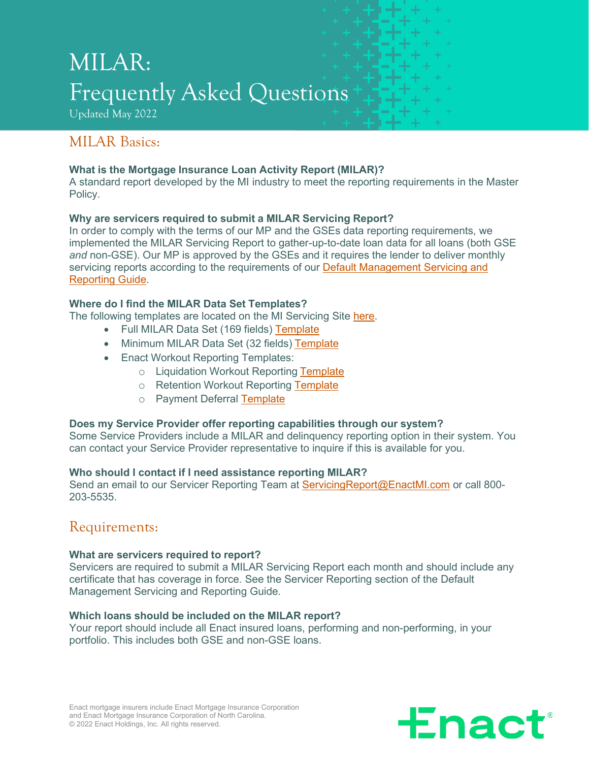# MILAR: Frequently Asked Questions

Updated May 2022

## MILAR Basics:

**What is the Mortgage Insurance Loan Activity Report (MILAR)?**
A standard report developed by the MI industry to meet the reporting requirements in the Master Policy.

**Why are servicers required to submit a MILAR Servicing Report?**
In order to comply with the terms of our MP and the GSEs data reporting requirements, we implemented the MILAR Servicing Report to gather-up-to-date loan data for all loans (both GSE *and* non-GSE). Our MP is approved by the GSEs and it requires the lender to deliver monthly servicing reports according to the requirements of our Default Management Servicing and Reporting Guide.

**Where do I find the MILAR Data Set Templates?**
The following templates are located on the MI Servicing Site here.

- Full MILAR Data Set (169 fields) Template
- Minimum MILAR Data Set (32 fields) Template
- Enact Workout Reporting Templates:
  - Liquidation Workout Reporting Template
  - Retention Workout Reporting Template
  - Payment Deferral Template

**Does my Service Provider offer reporting capabilities through our system?**
Some Service Providers include a MILAR and delinquency reporting option in their system. You can contact your Service Provider representative to inquire if this is available for you.

**Who should I contact if I need assistance reporting MILAR?**
Send an email to our Servicer Reporting Team at ServicingReport@EnactMI.com or call 800-203-5535.

## Requirements:

**What are servicers required to report?**
Servicers are required to submit a MILAR Servicing Report each month and should include any certificate that has coverage in force. See the Servicer Reporting section of the Default Management Servicing and Reporting Guide.

**Which loans should be included on the MILAR report?**
Your report should include all Enact insured loans, performing and non-performing, in your portfolio. This includes both GSE and non-GSE loans.

Enact mortgage insurers include Enact Mortgage Insurance Corporation and Enact Mortgage Insurance Corporation of North Carolina.
© 2022 Enact Holdings, Inc. All rights reserved.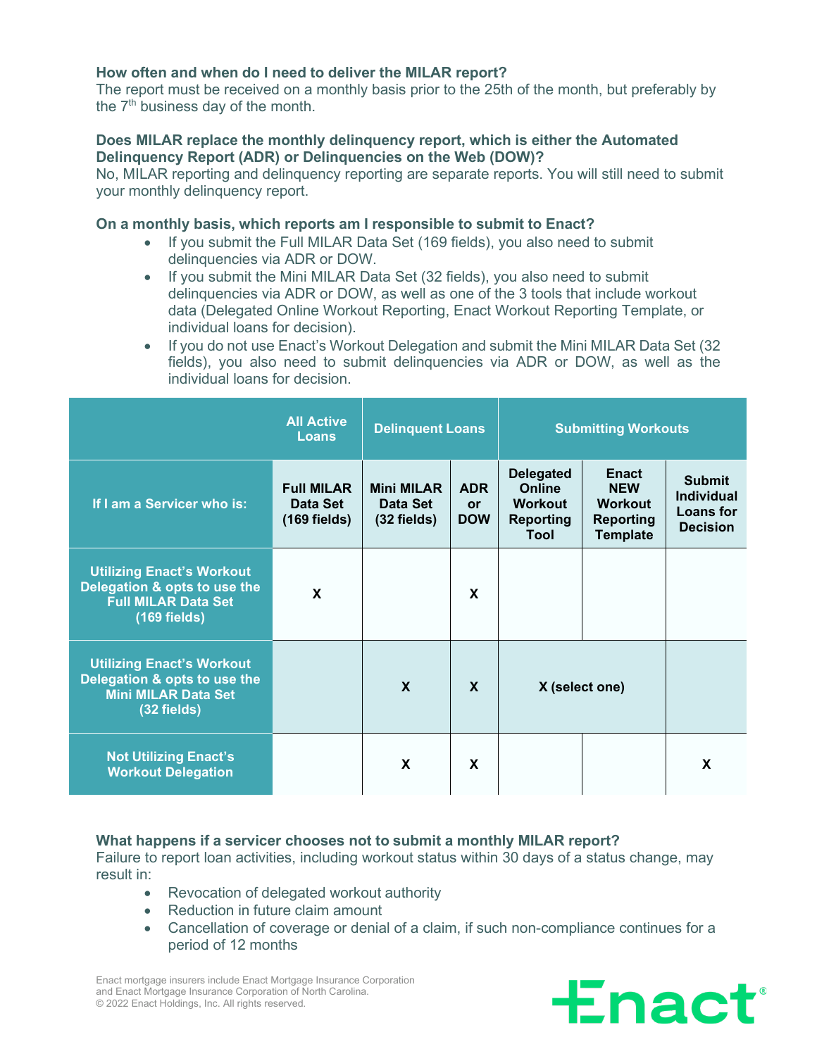**How often and when do I need to deliver the MILAR report?**
The report must be received on a monthly basis prior to the 25th of the month, but preferably by the 7th business day of the month.

**Does MILAR replace the monthly delinquency report, which is either the Automated Delinquency Report (ADR) or Delinquencies on the Web (DOW)?**
No, MILAR reporting and delinquency reporting are separate reports. You will still need to submit your monthly delinquency report.

**On a monthly basis, which reports am I responsible to submit to Enact?**

- If you submit the Full MILAR Data Set (169 fields), you also need to submit delinquencies via ADR or DOW.
- If you submit the Mini MILAR Data Set (32 fields), you also need to submit delinquencies via ADR or DOW, as well as one of the 3 tools that include workout data (Delegated Online Workout Reporting, Enact Workout Reporting Template, or individual loans for decision).
- If you do not use Enact's Workout Delegation and submit the Mini MILAR Data Set (32 fields), you also need to submit delinquencies via ADR or DOW, as well as the individual loans for decision.

| | All Active Loans | Delinquent Loans | | Submitting Workouts | | |
|---|---|---|---|---|---|---|
| **If I am a Servicer who is:** | **Full MILAR Data Set (169 fields)** | **Mini MILAR Data Set (32 fields)** | **ADR or DOW** | **Delegated Online Workout Reporting Tool** | **Enact NEW Workout Reporting Template** | **Submit Individual Loans for Decision** |
| **Utilizing Enact's Workout Delegation & opts to use the Full MILAR Data Set (169 fields)** | X | | X | | | |
| **Utilizing Enact's Workout Delegation & opts to use the Mini MILAR Data Set (32 fields)** | | X | X | X (select one) | | |
| **Not Utilizing Enact's Workout Delegation** | | X | X | | | X |

**What happens if a servicer chooses not to submit a monthly MILAR report?**
Failure to report loan activities, including workout status within 30 days of a status change, may result in:

- Revocation of delegated workout authority
- Reduction in future claim amount
- Cancellation of coverage or denial of a claim, if such non-compliance continues for a period of 12 months

Enact mortgage insurers include Enact Mortgage Insurance Corporation and Enact Mortgage Insurance Corporation of North Carolina.
© 2022 Enact Holdings, Inc. All rights reserved.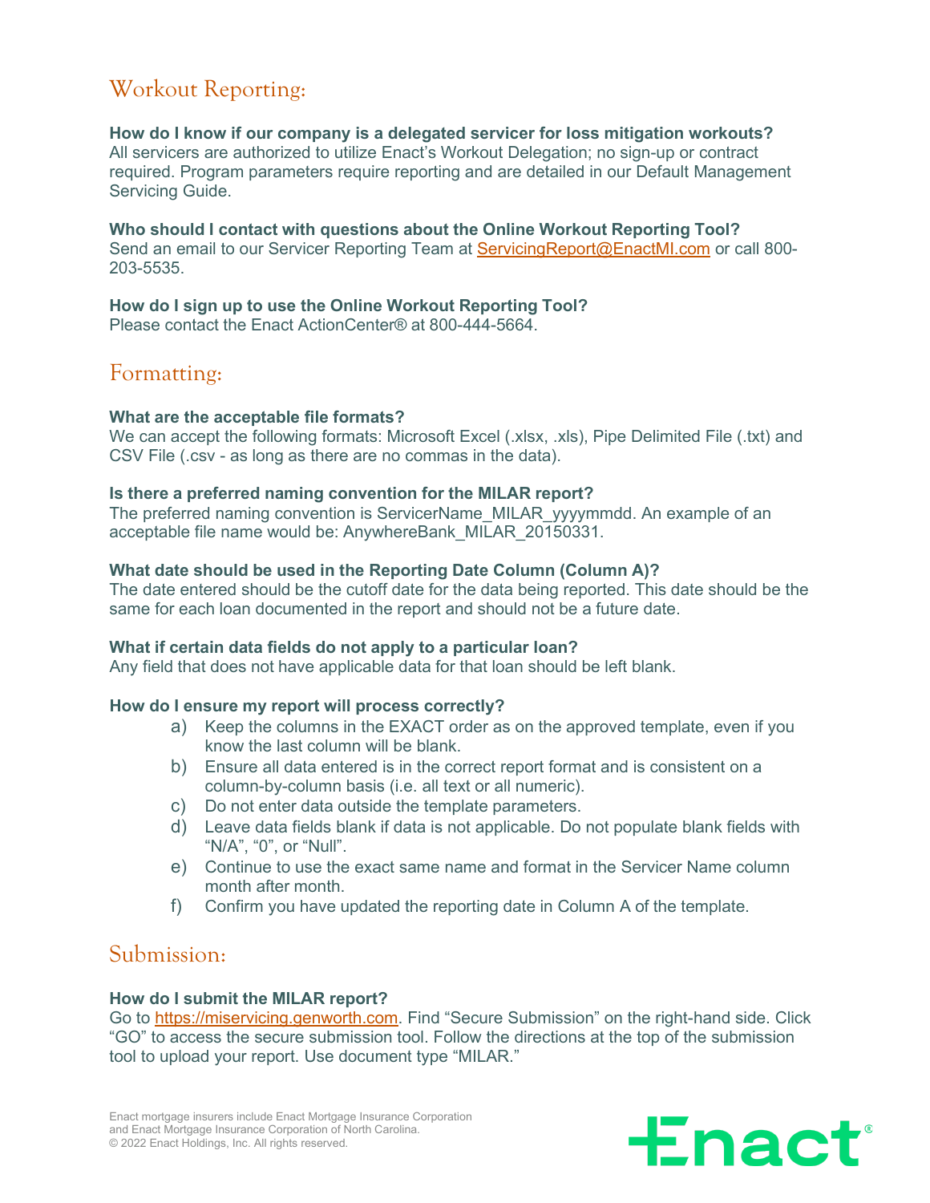## Workout Reporting:

**How do I know if our company is a delegated servicer for loss mitigation workouts?**
All servicers are authorized to utilize Enact's Workout Delegation; no sign-up or contract required. Program parameters require reporting and are detailed in our Default Management Servicing Guide.

**Who should I contact with questions about the Online Workout Reporting Tool?**
Send an email to our Servicer Reporting Team at ServicingReport@EnactMI.com or call 800-203-5535.

**How do I sign up to use the Online Workout Reporting Tool?**
Please contact the Enact ActionCenter® at 800-444-5664.

## Formatting:

**What are the acceptable file formats?**
We can accept the following formats: Microsoft Excel (.xlsx, .xls), Pipe Delimited File (.txt) and CSV File (.csv - as long as there are no commas in the data).

**Is there a preferred naming convention for the MILAR report?**
The preferred naming convention is ServicerName_MILAR_yyyymmdd. An example of an acceptable file name would be: AnywhereBank_MILAR_20150331.

**What date should be used in the Reporting Date Column (Column A)?**
The date entered should be the cutoff date for the data being reported. This date should be the same for each loan documented in the report and should not be a future date.

**What if certain data fields do not apply to a particular loan?**
Any field that does not have applicable data for that loan should be left blank.

**How do I ensure my report will process correctly?**

a) Keep the columns in the EXACT order as on the approved template, even if you know the last column will be blank.
b) Ensure all data entered is in the correct report format and is consistent on a column-by-column basis (i.e. all text or all numeric).
c) Do not enter data outside the template parameters.
d) Leave data fields blank if data is not applicable. Do not populate blank fields with "N/A", "0", or "Null".
e) Continue to use the exact same name and format in the Servicer Name column month after month.
f) Confirm you have updated the reporting date in Column A of the template.

## Submission:

**How do I submit the MILAR report?**
Go to https://miservicing.genworth.com. Find "Secure Submission" on the right-hand side. Click "GO" to access the secure submission tool. Follow the directions at the top of the submission tool to upload your report. Use document type "MILAR."

Enact mortgage insurers include Enact Mortgage Insurance Corporation and Enact Mortgage Insurance Corporation of North Carolina.
© 2022 Enact Holdings, Inc. All rights reserved.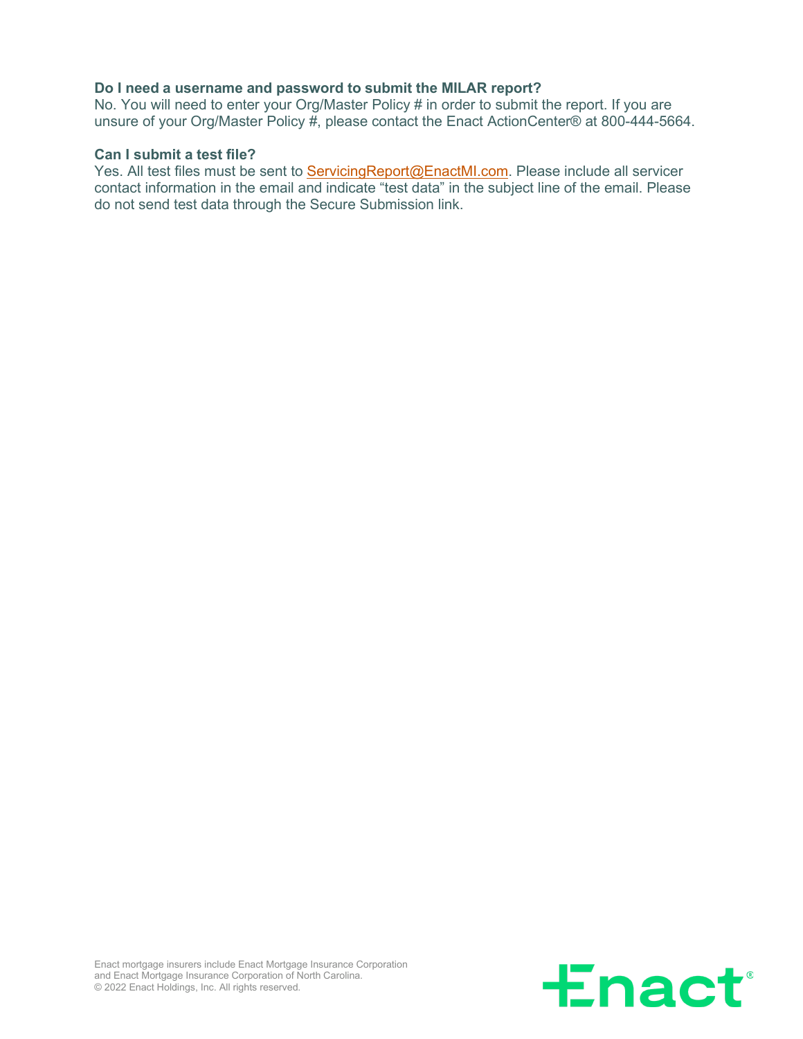**Do I need a username and password to submit the MILAR report?**

No. You will need to enter your Org/Master Policy # in order to submit the report. If you are unsure of your Org/Master Policy #, please contact the Enact ActionCenter® at 800-444-5664.

**Can I submit a test file?**

Yes. All test files must be sent to ServicingReport@EnactMI.com. Please include all servicer contact information in the email and indicate "test data" in the subject line of the email. Please do not send test data through the Secure Submission link.

Enact mortgage insurers include Enact Mortgage Insurance Corporation and Enact Mortgage Insurance Corporation of North Carolina.
© 2022 Enact Holdings, Inc. All rights reserved.

Enact®